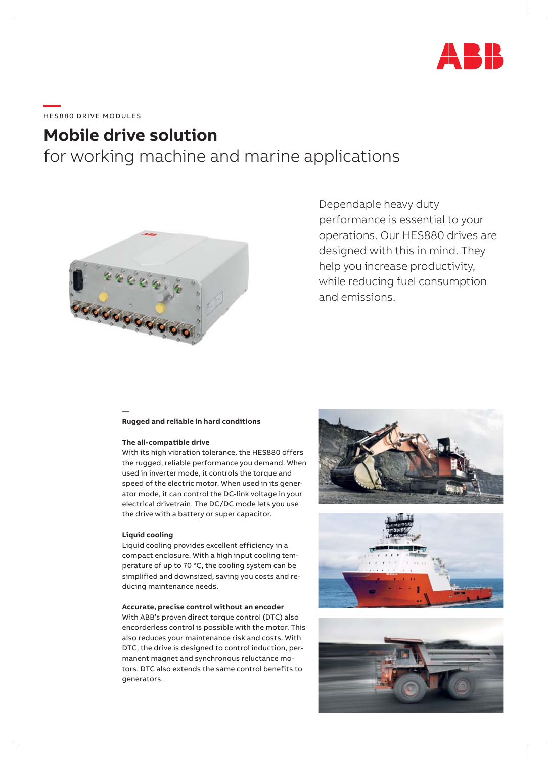HES880 DRIVE MODULES

# Mobile drive solution

## for working machine and marine applications

Dependaple heavy duty performance is essential to your operations. Our HES880 drives are designed with this in mind. They help you increase productivity, while reducing fuel consumption and emissions.

### Rugged and reliable in hard conditions

**The all-compatible drive**

With its high vibration tolerance, the HES880 offers the rugged, reliable performance you demand. When used in inverter mode, it controls the torque and speed of the electric motor. When used in its generator mode, it can control the DC-link voltage in your electrical drivetrain. The DC/DC mode lets you use the drive with a battery or super capacitor.

**Liquid cooling**

Liquid cooling provides excellent efficiency in a compact enclosure. With a high input cooling temperature of up to 70 °C, the cooling system can be simplified and downsized, saving you costs and reducing maintenance needs.

**Accurate, precise control without an encoder**

With ABB's proven direct torque control (DTC) also encorderless control is possible with the motor. This also reduces your maintenance risk and costs. With DTC, the drive is designed to control induction, permanent magnet and synchronous reluctance motors. DTC also extends the same control benefits to generators.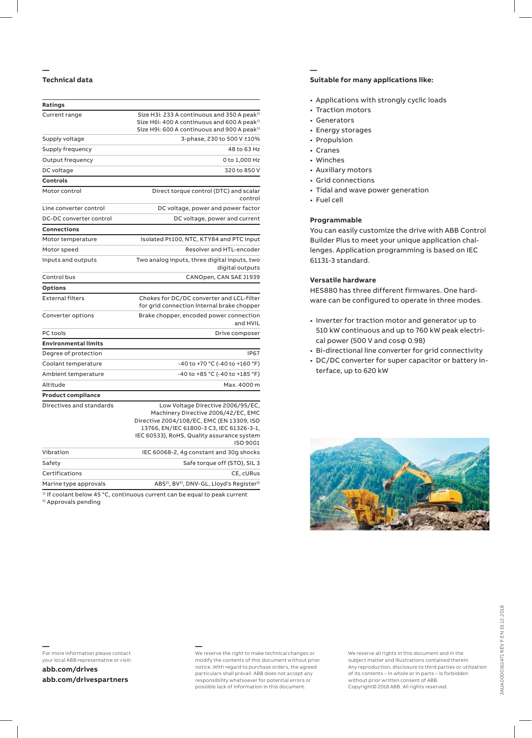## Technical data

| | |
|---|---|
| **Ratings** | |
| Current range | Size H3i: 233 A continuous and 350 A peak[1]<br>Size H6i: 400 A continuous and 600 A peak[1]<br>Size H9i: 600 A continuous and 900 A peak[1] |
| Supply voltage | 3-phase, 230 to 500 V ±10% |
| Supply frequency | 48 to 63 Hz |
| Output frequency | 0 to 1,000 Hz |
| DC voltage | 320 to 850 V |
| **Controls** | |
| Motor control | Direct torque control (DTC) and scalar control |
| Line converter control | DC voltage, power and power factor |
| DC-DC converter control | DC voltage, power and current |
| **Connections** | |
| Motor temperature | Isolated Pt100, NTC, KTY84 and PTC input |
| Motor speed | Resolver and HTL-encoder |
| Inputs and outputs | Two analog inputs, three digital inputs, two digital outputs |
| Control bus | CANOpen, CAN SAE J1939 |
| **Options** | |
| External filters | Chokes for DC/DC converter and LCL-filter for grid connection Internal brake chopper |
| Converter options | Brake chopper, encoded power connection and HVIL |
| PC tools | Drive composer |
| **Environmental limits** | |
| Degree of protection | IP67 |
| Coolant temperature | -40 to +70 °C (-40 to +160 °F) |
| Ambient temperature | -40 to +85 °C (-40 to +185 °F) |
| Altitude | Max. 4000 m |
| **Product compliance** | |
| Directives and standards | Low Voltage Directive 2006/95/EC, Machinery Directive 2006/42/EC, EMC Directive 2004/108/EC, EMC (EN 13309, ISO 13766, EN/IEC 61800-3 C3, IEC 61326-3-1, IEC 60533), RoHS, Quality assurance system ISO 9001 |
| Vibration | IEC 60068-2, 4g constant and 30g shocks |
| Safety | Safe torque off (STO), SIL 3 |
| Certifications | CE, cURus |
| Marine type approvals | ABS[2], BV[2], DNV-GL, Lloyd's Register[2] |

[1] If coolant below 45 °C, continuous current can be equal to peak current
[2] Approvals pending

## Suitable for many applications like:

- Applications with strongly cyclic loads
- Traction motors
- Generators
- Energy storages
- Propulsion
- Cranes
- Winches
- Auxiliary motors
- Grid connections
- Tidal and wave power generation
- Fuel cell

### Programmable

You can easily customize the drive with ABB Control Builder Plus to meet your unique application challenges. Application programming is based on IEC 61131-3 standard.

### Versatile hardware

HES880 has three different firmwares. One hardware can be configured to operate in three modes.

- Inverter for traction motor and generator up to 510 kW continuous and up to 760 kW peak electrical power (500 V and cosφ 0.98)
- Bi-directional line converter for grid connectivity
- DC/DC converter for super capacitor or battery interface, up to 620 kW

For more information please contact your local ABB representative or visit:

**abb.com/drives**
**abb.com/drivespartners**

We reserve the right to make technical changes or modify the contents of this document without prior notice. With regard to purchase orders, the agreed particulars shall prevail. ABB does not accept any responsibility whatsoever for potential errors or possible lack of information in this document.

We reserve all rights in this document and in the subject matter and illustrations contained therein. Any reproduction, disclosure to third parties or utilization of its contents – in whole or in parts – is forbidden without prior written consent of ABB.
Copyright© 2018 ABB. All rights reserved.

3AUA0000161471 REV F EN 19.12.2018